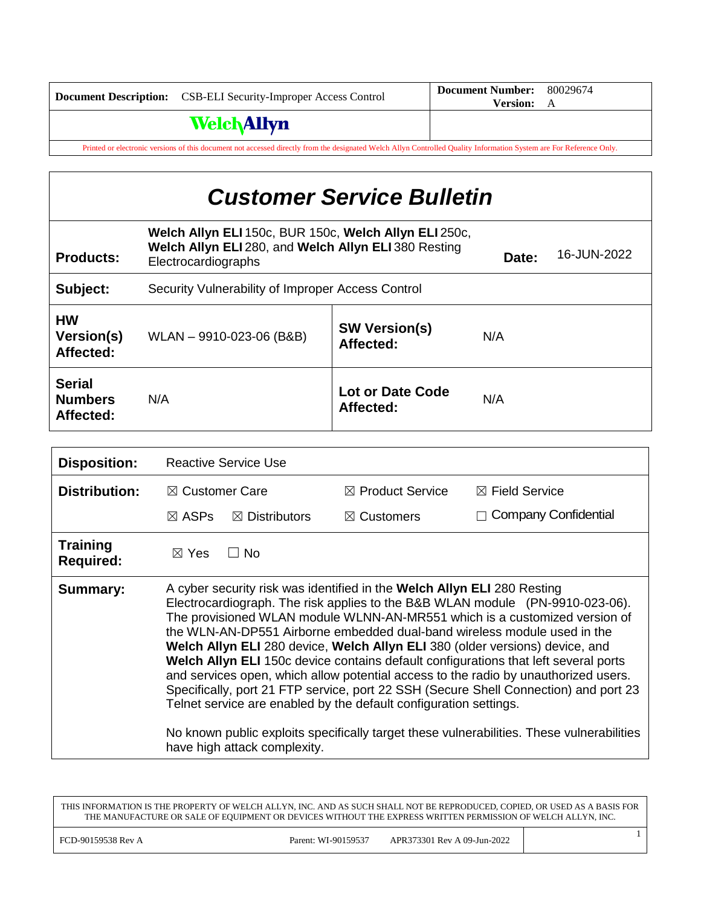| **Document Description:** CSB-ELI Security-Improper Access Control | **Document Number:** 80029674 **Version:** A |
|---|---|
| **WelchAllyn** | |

Printed or electronic versions of this document not accessed directly from the designated Welch Allyn Controlled Quality Information System are For Reference Only.

# *Customer Service Bulletin*

| | | | |
|---|---|---|---|
| **Products:** | **Welch Allyn ELI** 150c, BUR 150c, **Welch Allyn ELI** 250c, **Welch Allyn ELI** 280, and **Welch Allyn ELI** 380 Resting Electrocardiographs | **Date:** | 16-JUN-2022 |
| **Subject:** | Security Vulnerability of Improper Access Control | | |
| **HW Version(s) Affected:** | WLAN – 9910-023-06 (B&B) | **SW Version(s) Affected:** | N/A |
| **Serial Numbers Affected:** | N/A | **Lot or Date Code Affected:** | N/A |

| | | | |
|---|---|---|---|
| **Disposition:** | Reactive Service Use | | |
| **Distribution:** | ☒ Customer Care | ☒ Product Service | ☒ Field Service |
| | ☒ ASPs ☒ Distributors | ☒ Customers | ☐ Company Confidential |
| **Training Required:** | ☒ Yes ☐ No | | |
| **Summary:** | A cyber security risk was identified in the **Welch Allyn ELI** 280 Resting Electrocardiograph. The risk applies to the B&B WLAN module (PN-9910-023-06). The provisioned WLAN module WLNN-AN-MR551 which is a customized version of the WLN-AN-DP551 Airborne embedded dual-band wireless module used in the **Welch Allyn ELI** 280 device, **Welch Allyn ELI** 380 (older versions) device, and **Welch Allyn ELI** 150c device contains default configurations that left several ports and services open, which allow potential access to the radio by unauthorized users. Specifically, port 21 FTP service, port 22 SSH (Secure Shell Connection) and port 23 Telnet service are enabled by the default configuration settings.<br><br>No known public exploits specifically target these vulnerabilities. These vulnerabilities have high attack complexity. | | |

THIS INFORMATION IS THE PROPERTY OF WELCH ALLYN, INC. AND AS SUCH SHALL NOT BE REPRODUCED, COPIED, OR USED AS A BASIS FOR THE MANUFACTURE OR SALE OF EQUIPMENT OR DEVICES WITHOUT THE EXPRESS WRITTEN PERMISSION OF WELCH ALLYN, INC.

FCD-90159538 Rev A Parent: WI-90159537 APR373301 Rev A 09-Jun-2022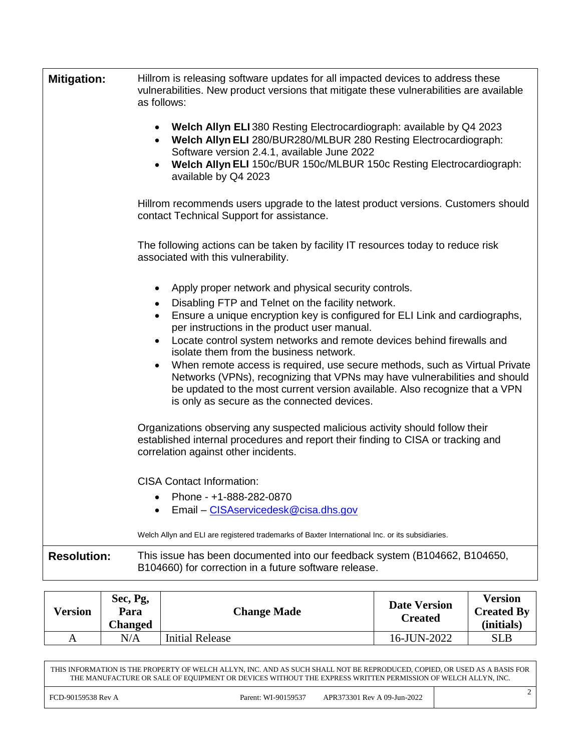**Mitigation:**

Hillrom is releasing software updates for all impacted devices to address these vulnerabilities. New product versions that mitigate these vulnerabilities are available as follows:

- **Welch Allyn ELI** 380 Resting Electrocardiograph: available by Q4 2023
- **Welch Allyn ELI** 280/BUR280/MLBUR 280 Resting Electrocardiograph: Software version 2.4.1, available June 2022
- **Welch Allyn ELI** 150c/BUR 150c/MLBUR 150c Resting Electrocardiograph: available by Q4 2023

Hillrom recommends users upgrade to the latest product versions. Customers should contact Technical Support for assistance.

The following actions can be taken by facility IT resources today to reduce risk associated with this vulnerability.

- Apply proper network and physical security controls.
- Disabling FTP and Telnet on the facility network.
- Ensure a unique encryption key is configured for ELI Link and cardiographs, per instructions in the product user manual.
- Locate control system networks and remote devices behind firewalls and isolate them from the business network.
- When remote access is required, use secure methods, such as Virtual Private Networks (VPNs), recognizing that VPNs may have vulnerabilities and should be updated to the most current version available. Also recognize that a VPN is only as secure as the connected devices.

Organizations observing any suspected malicious activity should follow their established internal procedures and report their finding to CISA or tracking and correlation against other incidents.

CISA Contact Information:

- Phone - +1-888-282-0870
- Email – CISAservicedesk@cisa.dhs.gov

Welch Allyn and ELI are registered trademarks of Baxter International Inc. or its subsidiaries.

**Resolution:**

This issue has been documented into our feedback system (B104662, B104650, B104660) for correction in a future software release.

| Version | Sec, Pg, Para Changed | Change Made | Date Version Created | Version Created By (initials) |
|---|---|---|---|---|
| A | N/A | Initial Release | 16-JUN-2022 | SLB |

THIS INFORMATION IS THE PROPERTY OF WELCH ALLYN, INC. AND AS SUCH SHALL NOT BE REPRODUCED, COPIED, OR USED AS A BASIS FOR THE MANUFACTURE OR SALE OF EQUIPMENT OR DEVICES WITHOUT THE EXPRESS WRITTEN PERMISSION OF WELCH ALLYN, INC.

FCD-90159538 Rev A | Parent: WI-90159537 | APR373301 Rev A 09-Jun-2022